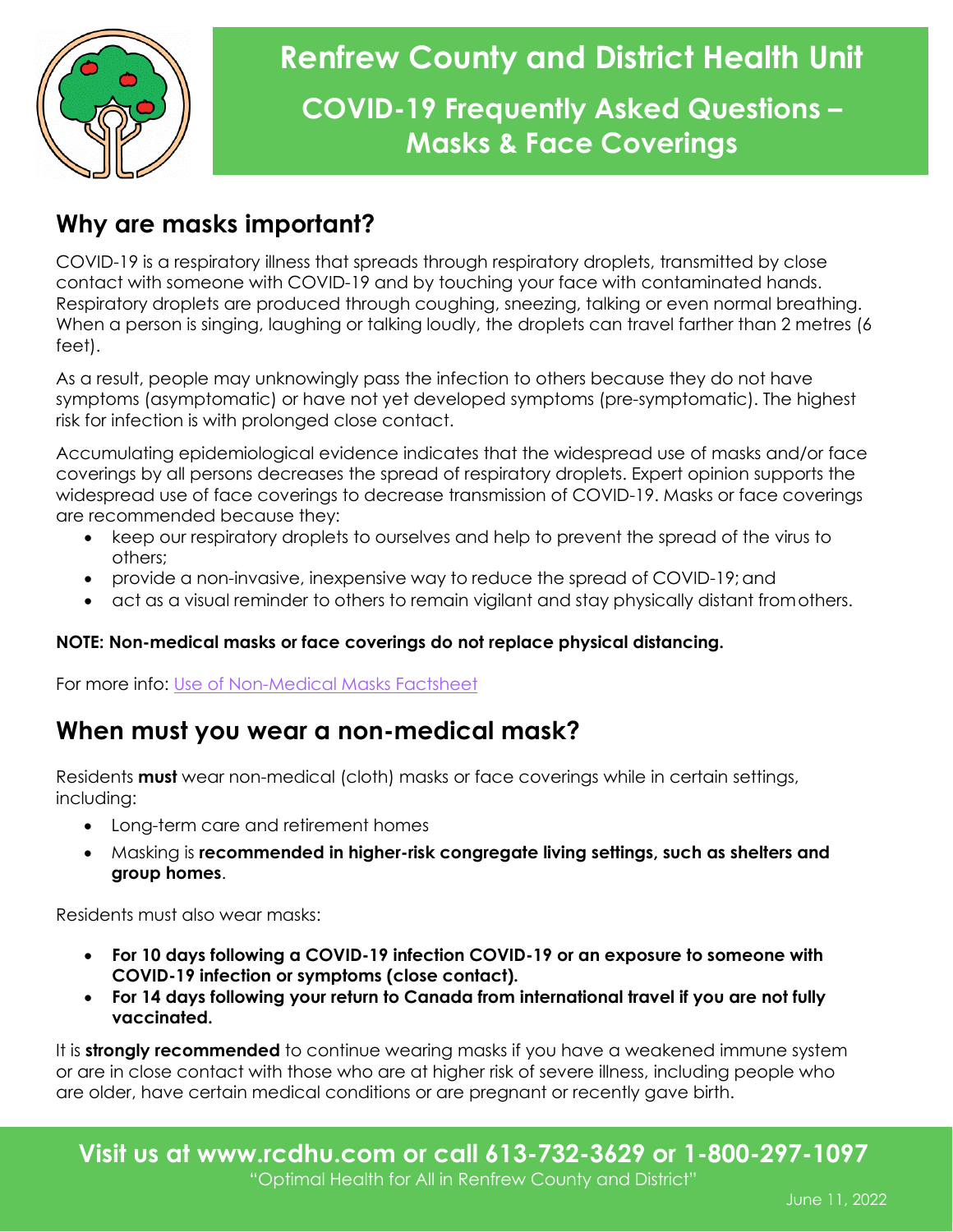# Renfrew County and District Health Unit

## COVID-19 Frequently Asked Questions – Masks & Face Coverings

## Why are masks important?

COVID-19 is a respiratory illness that spreads through respiratory droplets, transmitted by close contact with someone with COVID-19 and by touching your face with contaminated hands. Respiratory droplets are produced through coughing, sneezing, talking or even normal breathing. When a person is singing, laughing or talking loudly, the droplets can travel farther than 2 metres (6 feet).

As a result, people may unknowingly pass the infection to others because they do not have symptoms (asymptomatic) or have not yet developed symptoms (pre-symptomatic). The highest risk for infection is with prolonged close contact.

Accumulating epidemiological evidence indicates that the widespread use of masks and/or face coverings by all persons decreases the spread of respiratory droplets. Expert opinion supports the widespread use of face coverings to decrease transmission of COVID-19. Masks or face coverings are recommended because they:

- keep our respiratory droplets to ourselves and help to prevent the spread of the virus to others;
- provide a non-invasive, inexpensive way to reduce the spread of COVID-19; and
- act as a visual reminder to others to remain vigilant and stay physically distant from others.

**NOTE: Non-medical masks or face coverings do not replace physical distancing.**

For more info: Use of Non-Medical Masks Factsheet

## When must you wear a non-medical mask?

Residents **must** wear non-medical (cloth) masks or face coverings while in certain settings, including:

- Long-term care and retirement homes
- Masking is **recommended in higher-risk congregate living settings, such as shelters and group homes**.

Residents must also wear masks:

- **For 10 days following a COVID-19 infection COVID-19 or an exposure to someone with COVID-19 infection or symptoms (close contact).**
- **For 14 days following your return to Canada from international travel if you are not fully vaccinated.**

It is **strongly recommended** to continue wearing masks if you have a weakened immune system or are in close contact with those who are at higher risk of severe illness, including people who are older, have certain medical conditions or are pregnant or recently gave birth.

**Visit us at www.rcdhu.com or call 613-732-3629 or 1-800-297-1097**

"Optimal Health for All in Renfrew County and District"

June 11, 2022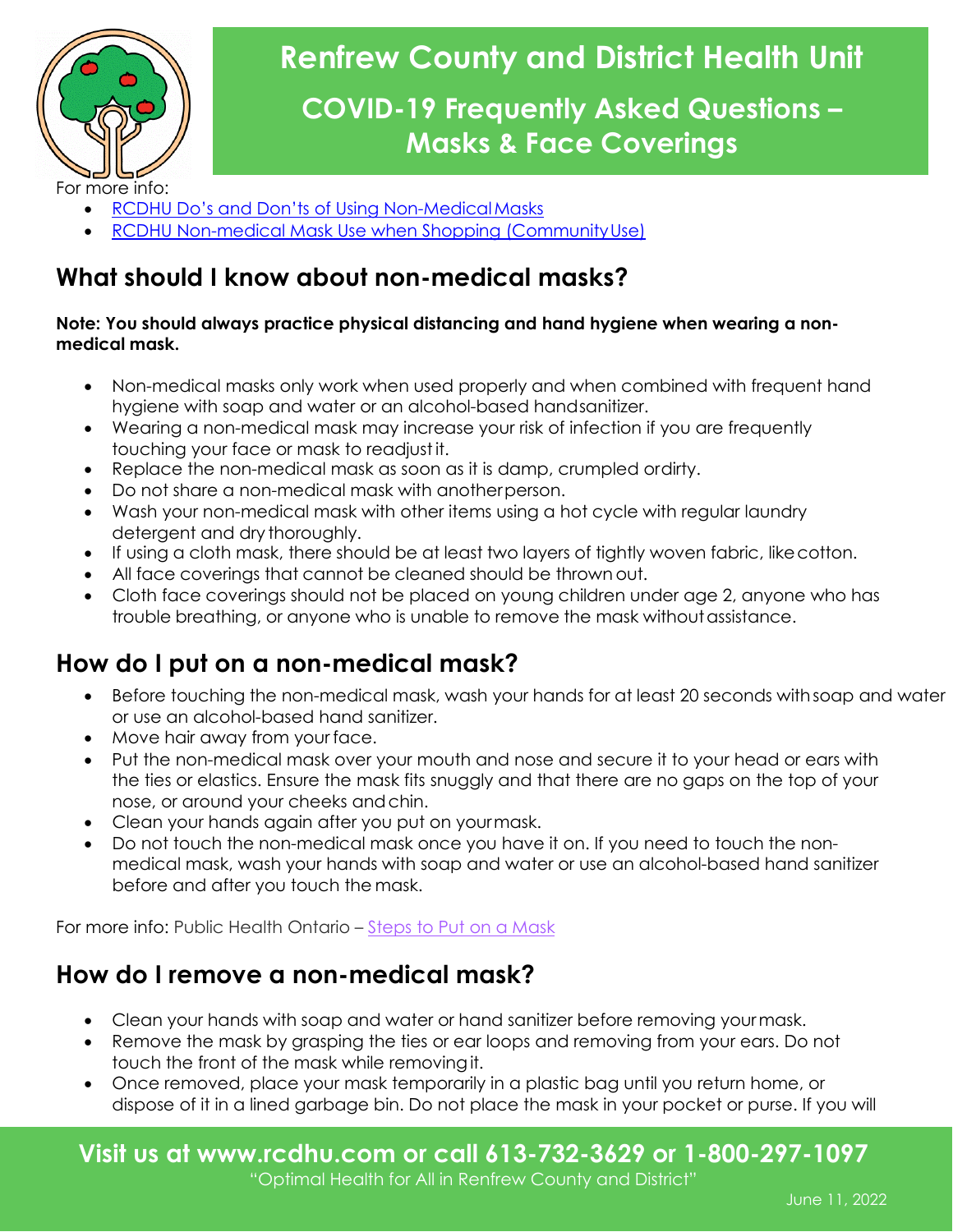# Renfrew County and District Health Unit

## COVID-19 Frequently Asked Questions – Masks & Face Coverings

For more info:

- [RCDHU Do's and Don'ts of Using Non-Medical Masks]
- [RCDHU Non-medical Mask Use when Shopping (Community Use)]

## What should I know about non-medical masks?

**Note: You should always practice physical distancing and hand hygiene when wearing a non-medical mask.**

- Non-medical masks only work when used properly and when combined with frequent hand hygiene with soap and water or an alcohol-based hand sanitizer.
- Wearing a non-medical mask may increase your risk of infection if you are frequently touching your face or mask to readjust it.
- Replace the non-medical mask as soon as it is damp, crumpled or dirty.
- Do not share a non-medical mask with another person.
- Wash your non-medical mask with other items using a hot cycle with regular laundry detergent and dry thoroughly.
- If using a cloth mask, there should be at least two layers of tightly woven fabric, like cotton.
- All face coverings that cannot be cleaned should be thrown out.
- Cloth face coverings should not be placed on young children under age 2, anyone who has trouble breathing, or anyone who is unable to remove the mask without assistance.

## How do I put on a non-medical mask?

- Before touching the non-medical mask, wash your hands for at least 20 seconds with soap and water or use an alcohol-based hand sanitizer.
- Move hair away from your face.
- Put the non-medical mask over your mouth and nose and secure it to your head or ears with the ties or elastics. Ensure the mask fits snuggly and that there are no gaps on the top of your nose, or around your cheeks and chin.
- Clean your hands again after you put on your mask.
- Do not touch the non-medical mask once you have it on. If you need to touch the non-medical mask, wash your hands with soap and water or use an alcohol-based hand sanitizer before and after you touch the mask.

For more info: Public Health Ontario – [Steps to Put on a Mask]

## How do I remove a non-medical mask?

- Clean your hands with soap and water or hand sanitizer before removing your mask.
- Remove the mask by grasping the ties or ear loops and removing from your ears. Do not touch the front of the mask while removing it.
- Once removed, place your mask temporarily in a plastic bag until you return home, or dispose of it in a lined garbage bin. Do not place the mask in your pocket or purse. If you will

**Visit us at www.rcdhu.com or call 613-732-3629 or 1-800-297-1097**

"Optimal Health for All in Renfrew County and District"

June 11, 2022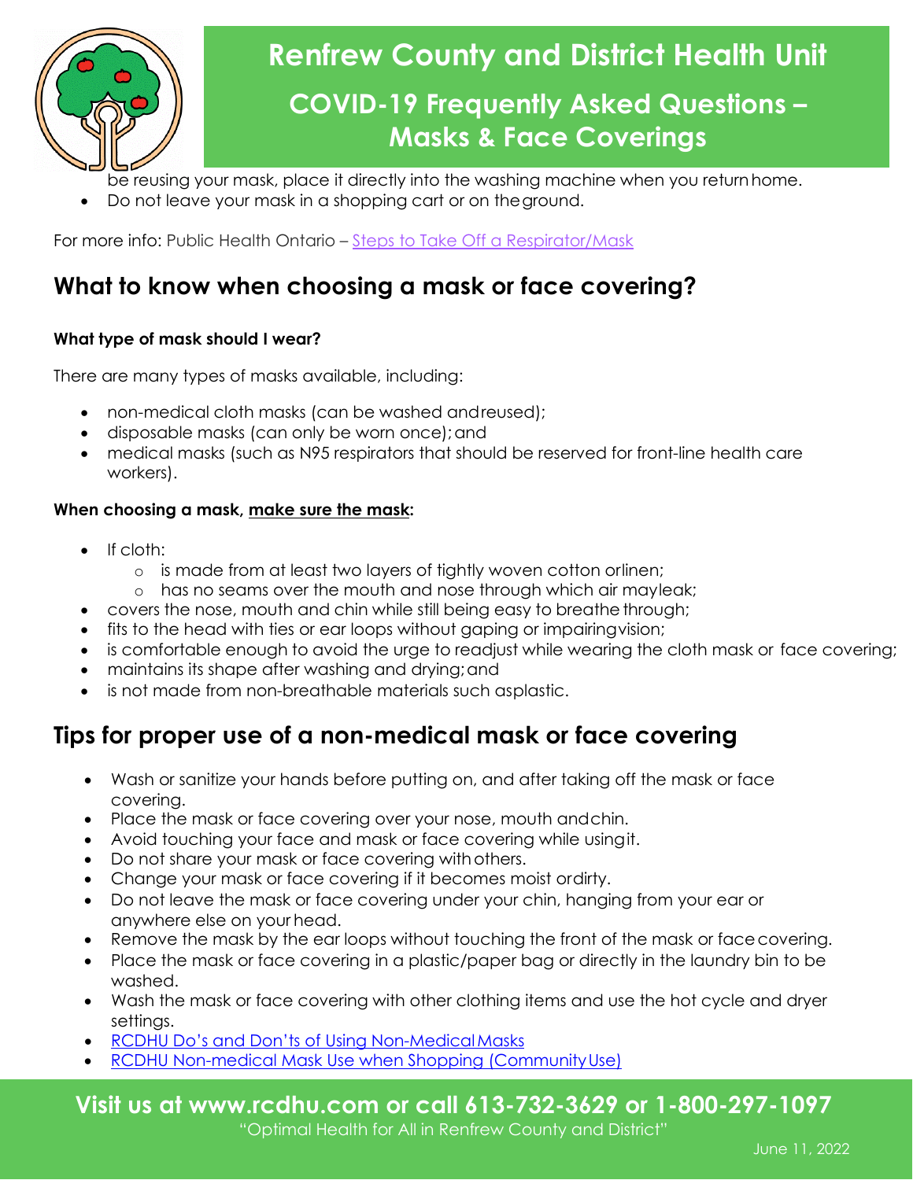be reusing your mask, place it directly into the washing machine when you return home.
- Do not leave your mask in a shopping cart or on the ground.

For more info: Public Health Ontario – [Steps to Take Off a Respirator/Mask]

## What to know when choosing a mask or face covering?

**What type of mask should I wear?**

There are many types of masks available, including:

- non-medical cloth masks (can be washed and reused);
- disposable masks (can only be worn once); and
- medical masks (such as N95 respirators that should be reserved for front-line health care workers).

**When choosing a mask, make sure the mask:**

- If cloth:
  - is made from at least two layers of tightly woven cotton or linen;
  - has no seams over the mouth and nose through which air may leak;
- covers the nose, mouth and chin while still being easy to breathe through;
- fits to the head with ties or ear loops without gaping or impairing vision;
- is comfortable enough to avoid the urge to readjust while wearing the cloth mask or face covering;
- maintains its shape after washing and drying; and
- is not made from non-breathable materials such as plastic.

## Tips for proper use of a non-medical mask or face covering

- Wash or sanitize your hands before putting on, and after taking off the mask or face covering.
- Place the mask or face covering over your nose, mouth and chin.
- Avoid touching your face and mask or face covering while using it.
- Do not share your mask or face covering with others.
- Change your mask or face covering if it becomes moist or dirty.
- Do not leave the mask or face covering under your chin, hanging from your ear or anywhere else on your head.
- Remove the mask by the ear loops without touching the front of the mask or face covering.
- Place the mask or face covering in a plastic/paper bag or directly in the laundry bin to be washed.
- Wash the mask or face covering with other clothing items and use the hot cycle and dryer settings.
- RCDHU Do's and Don'ts of Using Non-Medical Masks
- RCDHU Non-medical Mask Use when Shopping (Community Use)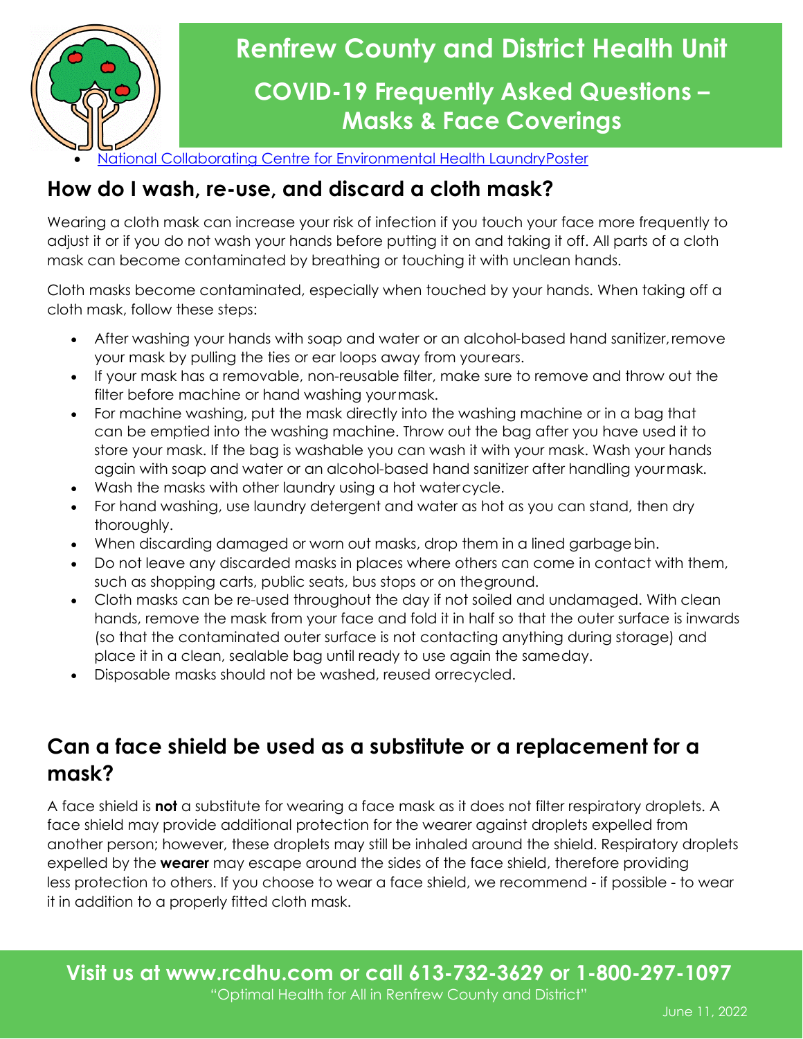- National Collaborating Centre for Environmental Health Laundry Poster

## How do I wash, re-use, and discard a cloth mask?

Wearing a cloth mask can increase your risk of infection if you touch your face more frequently to adjust it or if you do not wash your hands before putting it on and taking it off. All parts of a cloth mask can become contaminated by breathing or touching it with unclean hands.

Cloth masks become contaminated, especially when touched by your hands. When taking off a cloth mask, follow these steps:

- After washing your hands with soap and water or an alcohol-based hand sanitizer, remove your mask by pulling the ties or ear loops away from your ears.
- If your mask has a removable, non-reusable filter, make sure to remove and throw out the filter before machine or hand washing your mask.
- For machine washing, put the mask directly into the washing machine or in a bag that can be emptied into the washing machine. Throw out the bag after you have used it to store your mask. If the bag is washable you can wash it with your mask. Wash your hands again with soap and water or an alcohol-based hand sanitizer after handling your mask.
- Wash the masks with other laundry using a hot water cycle.
- For hand washing, use laundry detergent and water as hot as you can stand, then dry thoroughly.
- When discarding damaged or worn out masks, drop them in a lined garbage bin.
- Do not leave any discarded masks in places where others can come in contact with them, such as shopping carts, public seats, bus stops or on the ground.
- Cloth masks can be re-used throughout the day if not soiled and undamaged. With clean hands, remove the mask from your face and fold it in half so that the outer surface is inwards (so that the contaminated outer surface is not contacting anything during storage) and place it in a clean, sealable bag until ready to use again the same day.
- Disposable masks should not be washed, reused or recycled.

## Can a face shield be used as a substitute or a replacement for a mask?

A face shield is **not** a substitute for wearing a face mask as it does not filter respiratory droplets. A face shield may provide additional protection for the wearer against droplets expelled from another person; however, these droplets may still be inhaled around the shield. Respiratory droplets expelled by the **wearer** may escape around the sides of the face shield, therefore providing less protection to others. If you choose to wear a face shield, we recommend - if possible - to wear it in addition to a properly fitted cloth mask.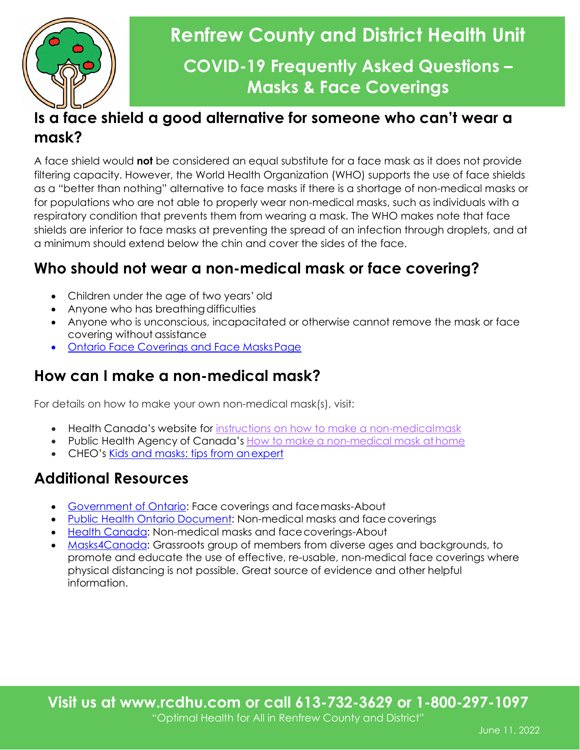# Renfrew County and District Health Unit

## COVID-19 Frequently Asked Questions – Masks & Face Coverings

## Is a face shield a good alternative for someone who can't wear a mask?

A face shield would **not** be considered an equal substitute for a face mask as it does not provide filtering capacity. However, the World Health Organization (WHO) supports the use of face shields as a "better than nothing" alternative to face masks if there is a shortage of non-medical masks or for populations who are not able to properly wear non-medical masks, such as individuals with a respiratory condition that prevents them from wearing a mask. The WHO makes note that face shields are inferior to face masks at preventing the spread of an infection through droplets, and at a minimum should extend below the chin and cover the sides of the face.

## Who should not wear a non-medical mask or face covering?

- Children under the age of two years' old
- Anyone who has breathing difficulties
- Anyone who is unconscious, incapacitated or otherwise cannot remove the mask or face covering without assistance
- Ontario Face Coverings and Face Masks Page

## How can I make a non-medical mask?

For details on how to make your own non-medical mask(s), visit:

- Health Canada's website for instructions on how to make a non-medical mask
- Public Health Agency of Canada's How to make a non-medical mask at home
- CHEO's Kids and masks: tips from an expert

## Additional Resources

- Government of Ontario: Face coverings and face masks-About
- Public Health Ontario Document: Non-medical masks and face coverings
- Health Canada: Non-medical masks and face coverings-About
- Masks4Canada: Grassroots group of members from diverse ages and backgrounds, to promote and educate the use of effective, re-usable, non-medical face coverings where physical distancing is not possible. Great source of evidence and other helpful information.

**Visit us at www.rcdhu.com or call 613-732-3629 or 1-800-297-1097**

"Optimal Health for All in Renfrew County and District"

June 11, 2022